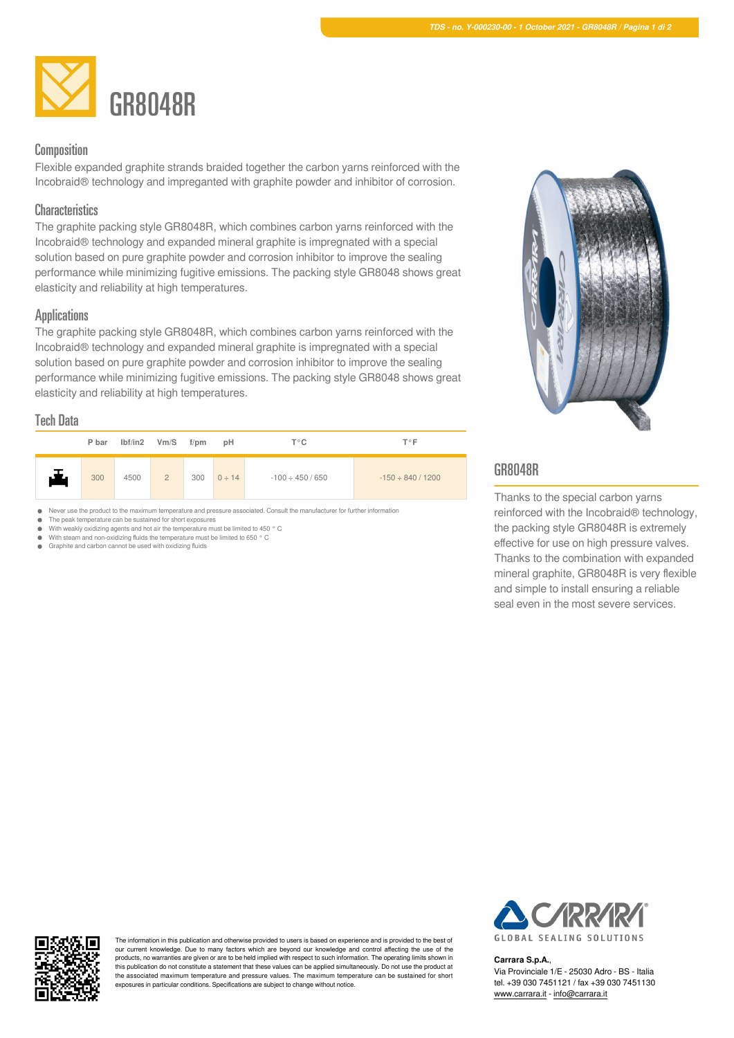# GR8048R

## Composition

Flexible expanded graphite strands braided together the carbon yarns reinforced with the Incobraid® technology and impregnated with graphite powder and inhibitor of corrosion.

## Characteristics

The graphite packing style GR8048R, which combines carbon yarns reinforced with the Incobraid® technology and expanded mineral graphite is impregnated with a special solution based on pure graphite powder and corrosion inhibitor to improve the sealing performance while minimizing fugitive emissions. The packing style GR8048 shows great elasticity and reliability at high temperatures.

## Applications

The graphite packing style GR8048R, which combines carbon yarns reinforced with the Incobraid® technology and expanded mineral graphite is impregnated with a special solution based on pure graphite powder and corrosion inhibitor to improve the sealing performance while minimizing fugitive emissions. The packing style GR8048 shows great elasticity and reliability at high temperatures.

## Tech Data

| | P bar | lbf/in2 | Vm/S | f/pm | pH | T°C | T°F |
|---|---|---|---|---|---|---|---|
| | 300 | 4500 | 2 | 300 | 0 ÷ 14 | -100 ÷ 450 / 650 | -150 ÷ 840 / 1200 |

- Never use the product to the maximum temperature and pressure associated. Consult the manufacturer for further information
- The peak temperature can be sustained for short exposures
- With weakly oxidizing agents and hot air the temperature must be limited to 450 ° C
- With steam and non-oxidizing fluids the temperature must be limited to 650 ° C
- Graphite and carbon cannot be used with oxidizing fluids

## GR8048R

Thanks to the special carbon yarns reinforced with the Incobraid® technology, the packing style GR8048R is extremely effective for use on high pressure valves. Thanks to the combination with expanded mineral graphite, GR8048R is very flexible and simple to install ensuring a reliable seal even in the most severe services.

The information in this publication and otherwise provided to users is based on experience and is provided to the best of our current knowledge. Due to many factors which are beyond our knowledge and control affecting the use of the products, no warranties are given or are to be held implied with respect to such information. The operating limits shown in this publication do not constitute a statement that these values can be applied simultaneously. Do not use the product at the associated maximum temperature and pressure values. The maximum temperature can be sustained for short exposures in particular conditions. Specifications are subject to change without notice.

CARRARA
GLOBAL SEALING SOLUTIONS

**Carrara S.p.A.**,
Via Provinciale 1/E - 25030 Adro - BS - Italia
tel. +39 030 7451121 / fax +39 030 7451130
www.carrara.it - info@carrara.it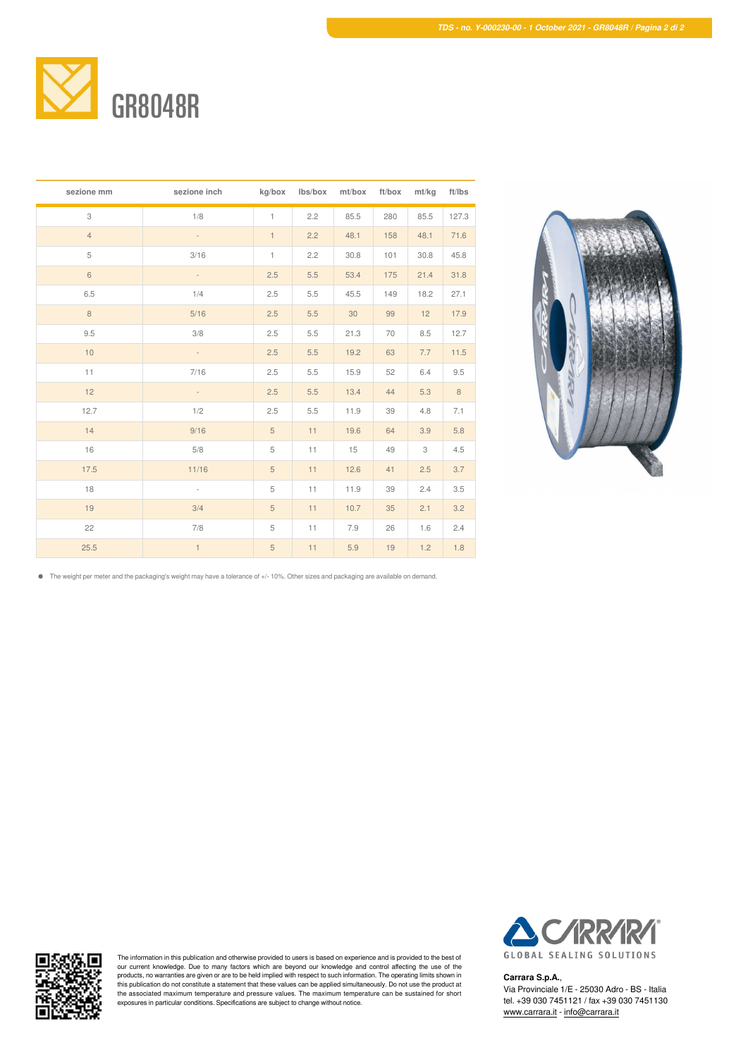# GR8048R

| sezione mm | sezione inch | kg/box | lbs/box | mt/box | ft/box | mt/kg | ft/lbs |
|---|---|---|---|---|---|---|---|
| 3 | 1/8 | 1 | 2.2 | 85.5 | 280 | 85.5 | 127.3 |
| 4 | - | 1 | 2.2 | 48.1 | 158 | 48.1 | 71.6 |
| 5 | 3/16 | 1 | 2.2 | 30.8 | 101 | 30.8 | 45.8 |
| 6 | - | 2.5 | 5.5 | 53.4 | 175 | 21.4 | 31.8 |
| 6.5 | 1/4 | 2.5 | 5.5 | 45.5 | 149 | 18.2 | 27.1 |
| 8 | 5/16 | 2.5 | 5.5 | 30 | 99 | 12 | 17.9 |
| 9.5 | 3/8 | 2.5 | 5.5 | 21.3 | 70 | 8.5 | 12.7 |
| 10 | - | 2.5 | 5.5 | 19.2 | 63 | 7.7 | 11.5 |
| 11 | 7/16 | 2.5 | 5.5 | 15.9 | 52 | 6.4 | 9.5 |
| 12 | - | 2.5 | 5.5 | 13.4 | 44 | 5.3 | 8 |
| 12.7 | 1/2 | 2.5 | 5.5 | 11.9 | 39 | 4.8 | 7.1 |
| 14 | 9/16 | 5 | 11 | 19.6 | 64 | 3.9 | 5.8 |
| 16 | 5/8 | 5 | 11 | 15 | 49 | 3 | 4.5 |
| 17.5 | 11/16 | 5 | 11 | 12.6 | 41 | 2.5 | 3.7 |
| 18 | - | 5 | 11 | 11.9 | 39 | 2.4 | 3.5 |
| 19 | 3/4 | 5 | 11 | 10.7 | 35 | 2.1 | 3.2 |
| 22 | 7/8 | 5 | 11 | 7.9 | 26 | 1.6 | 2.4 |
| 25.5 | 1 | 5 | 11 | 5.9 | 19 | 1.2 | 1.8 |

- The weight per meter and the packaging's weight may have a tolerance of +/- 10%. Other sizes and packaging are available on demand.

The information in this publication and otherwise provided to users is based on experience and is provided to the best of our current knowledge. Due to many factors which are beyond our knowledge and control affecting the use of the products, no warranties are given or are to be held implied with respect to such information. The operating limits shown in this publication do not constitute a statement that these values can be applied simultaneously. Do not use the product at the associated maximum temperature and pressure values. The maximum temperature can be sustained for short exposures in particular conditions. Specifications are subject to change without notice.

CARRARA
GLOBAL SEALING SOLUTIONS

**Carrara S.p.A.**,
Via Provinciale 1/E - 25030 Adro - BS - Italia
tel. +39 030 7451121 / fax +39 030 7451130
www.carrara.it - info@carrara.it